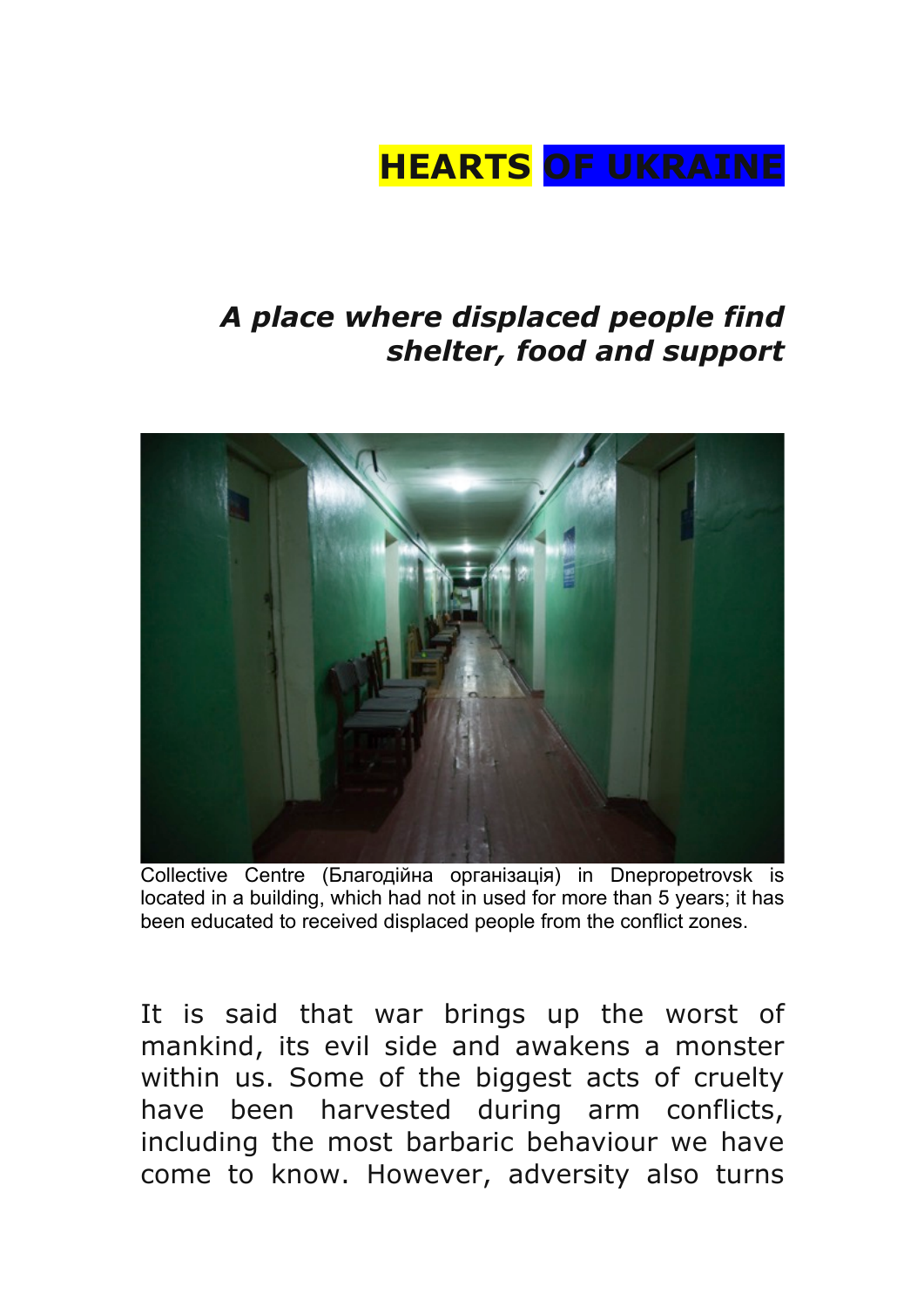# HEARTS OF UKRAINE

## *A place where displaced people find shelter, food and support*

Collective Centre (Благодійна організація) in Dnepropetrovsk is located in a building, which had not in used for more than 5 years; it has been educated to received displaced people from the conflict zones.

It is said that war brings up the worst of mankind, its evil side and awakens a monster within us. Some of the biggest acts of cruelty have been harvested during arm conflicts, including the most barbaric behaviour we have come to know. However, adversity also turns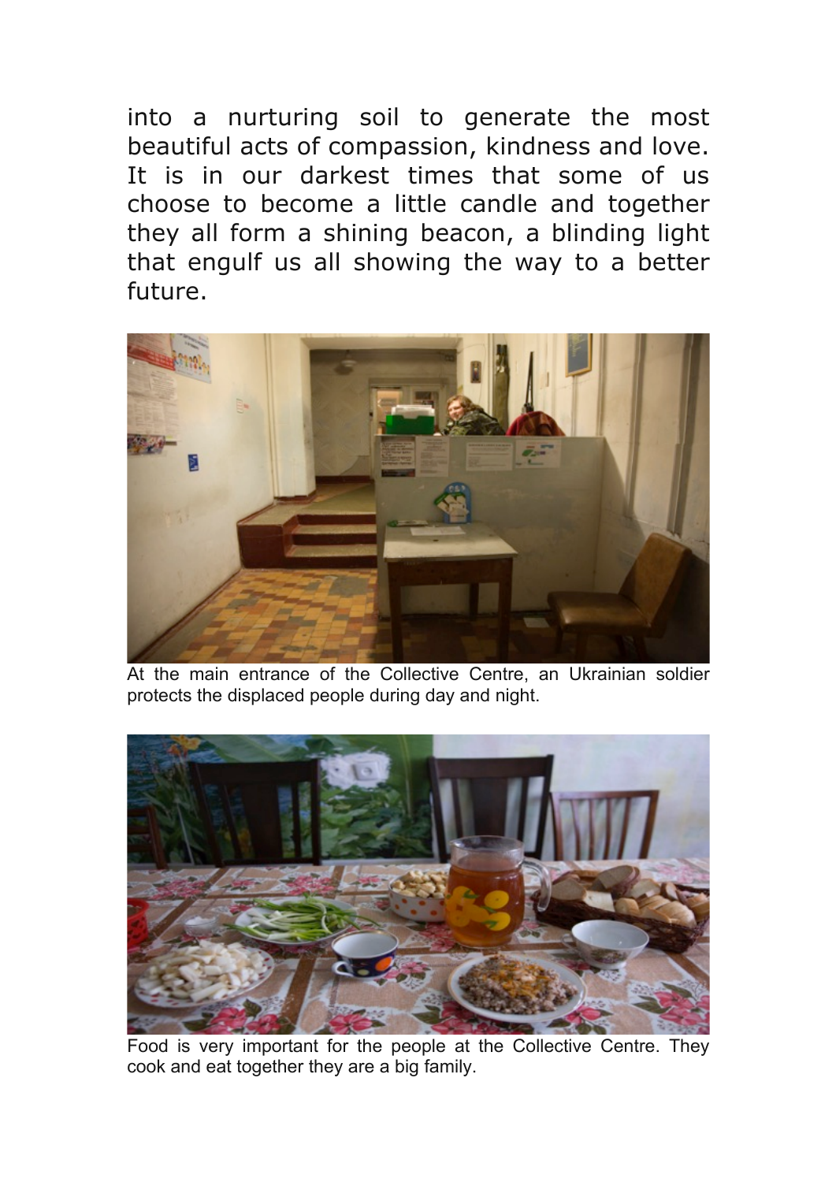into a nurturing soil to generate the most beautiful acts of compassion, kindness and love. It is in our darkest times that some of us choose to become a little candle and together they all form a shining beacon, a blinding light that engulf us all showing the way to a better future.

At the main entrance of the Collective Centre, an Ukrainian soldier protects the displaced people during day and night.

Food is very important for the people at the Collective Centre. They cook and eat together they are a big family.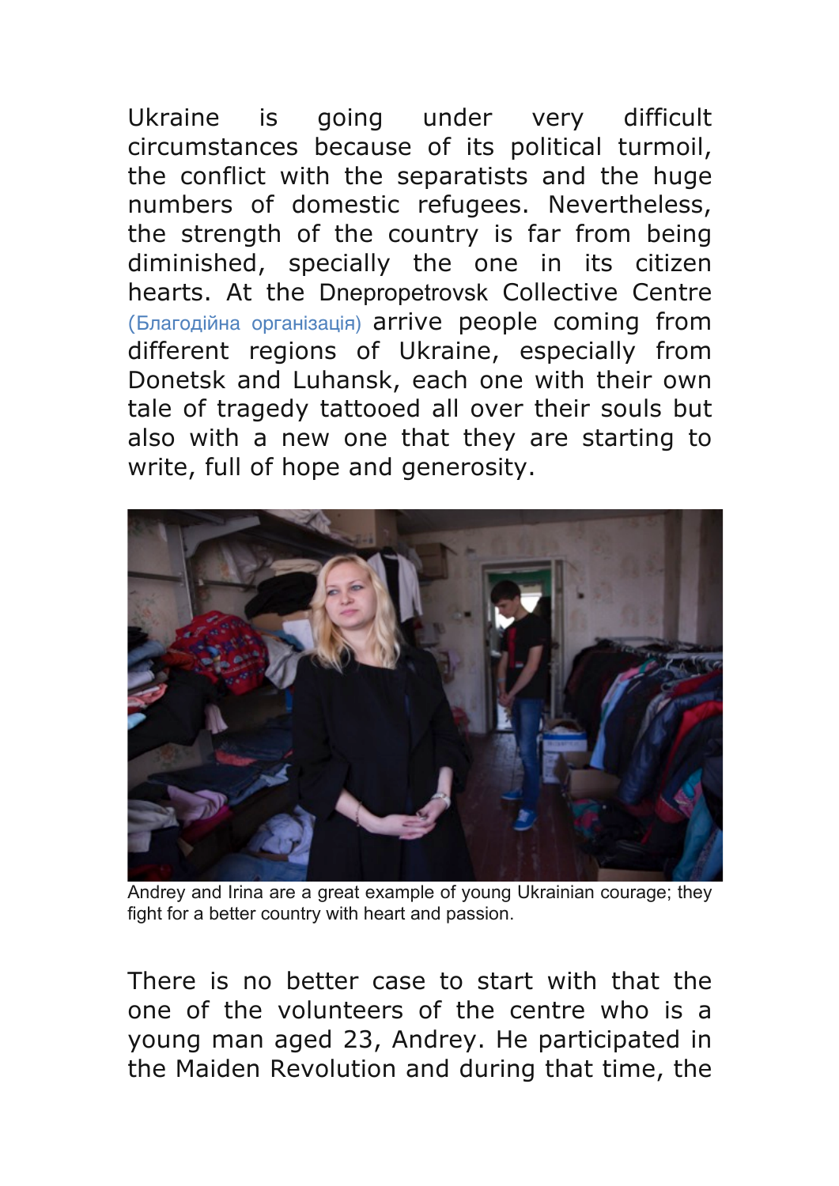Ukraine is going under very difficult circumstances because of its political turmoil, the conflict with the separatists and the huge numbers of domestic refugees. Nevertheless, the strength of the country is far from being diminished, specially the one in its citizen hearts. At the Dnepropetrovsk Collective Centre (Благодійна організація) arrive people coming from different regions of Ukraine, especially from Donetsk and Luhansk, each one with their own tale of tragedy tattooed all over their souls but also with a new one that they are starting to write, full of hope and generosity.

Andrey and Irina are a great example of young Ukrainian courage; they fight for a better country with heart and passion.

There is no better case to start with that the one of the volunteers of the centre who is a young man aged 23, Andrey. He participated in the Maiden Revolution and during that time, the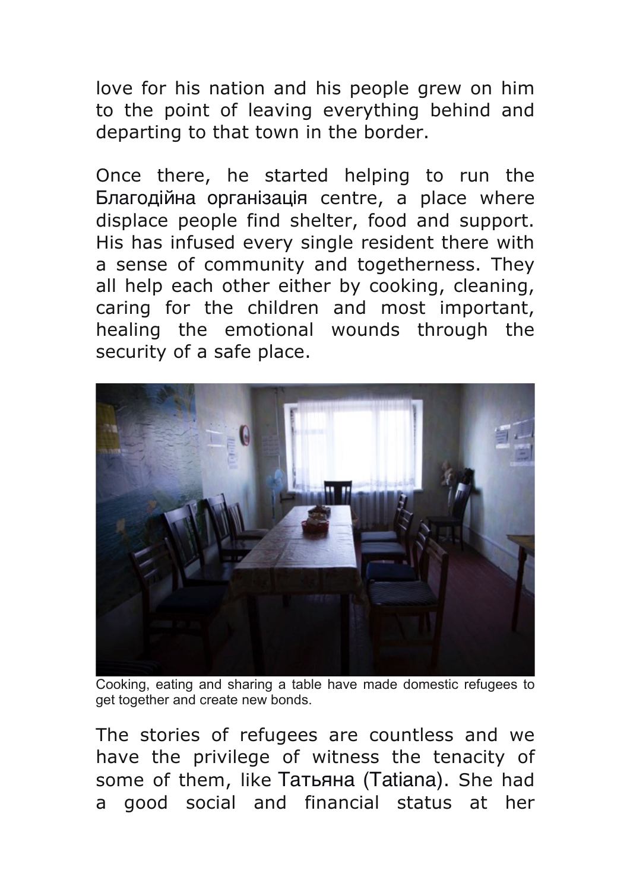love for his nation and his people grew on him to the point of leaving everything behind and departing to that town in the border.

Once there, he started helping to run the Благодійна організація centre, a place where displace people find shelter, food and support. His has infused every single resident there with a sense of community and togetherness. They all help each other either by cooking, cleaning, caring for the children and most important, healing the emotional wounds through the security of a safe place.

Cooking, eating and sharing a table have made domestic refugees to get together and create new bonds.

The stories of refugees are countless and we have the privilege of witness the tenacity of some of them, like Татьяна (Tatiana). She had a good social and financial status at her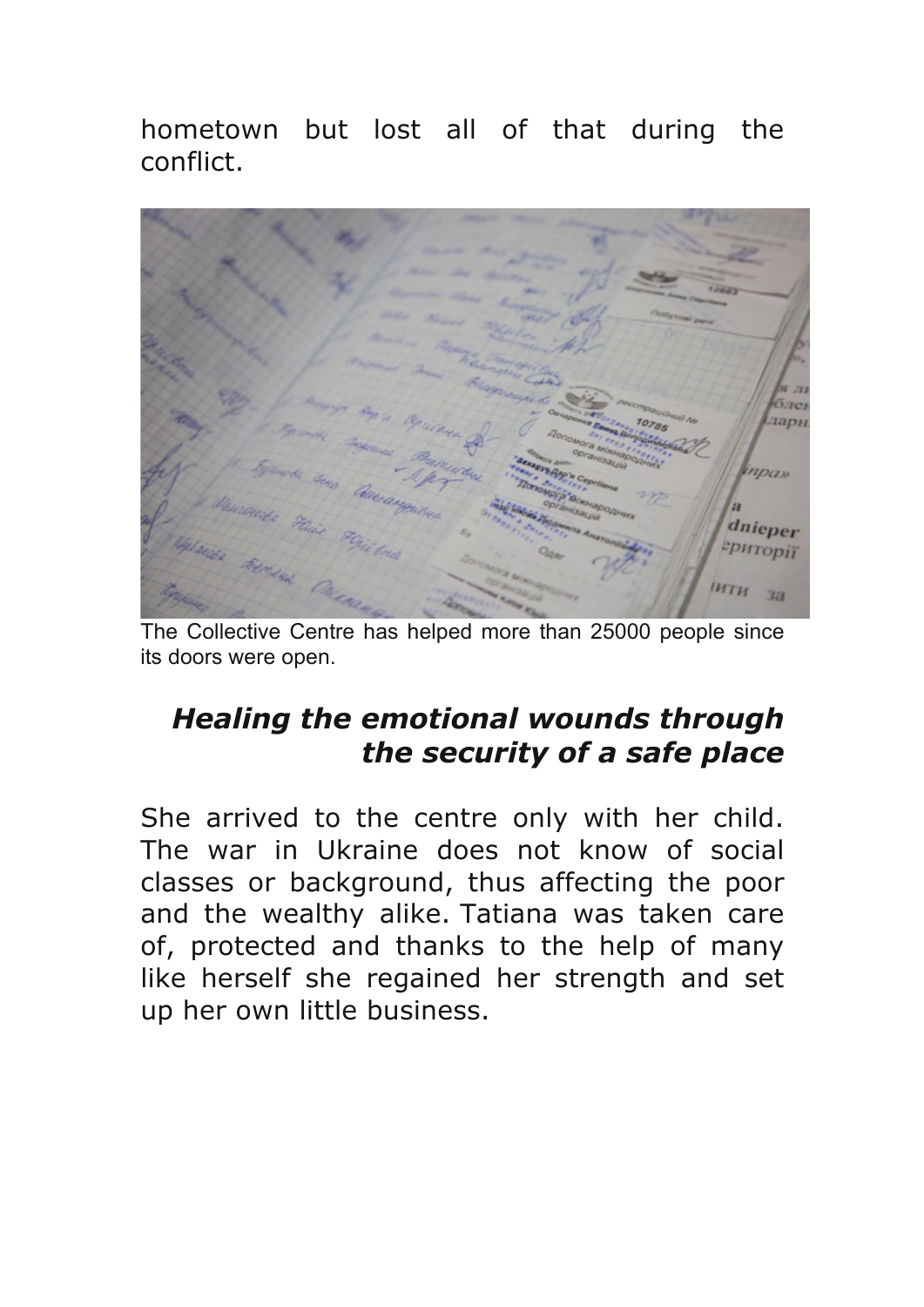hometown but lost all of that during the conflict.

The Collective Centre has helped more than 25000 people since its doors were open.

## *Healing the emotional wounds through the security of a safe place*

She arrived to the centre only with her child. The war in Ukraine does not know of social classes or background, thus affecting the poor and the wealthy alike. Tatiana was taken care of, protected and thanks to the help of many like herself she regained her strength and set up her own little business.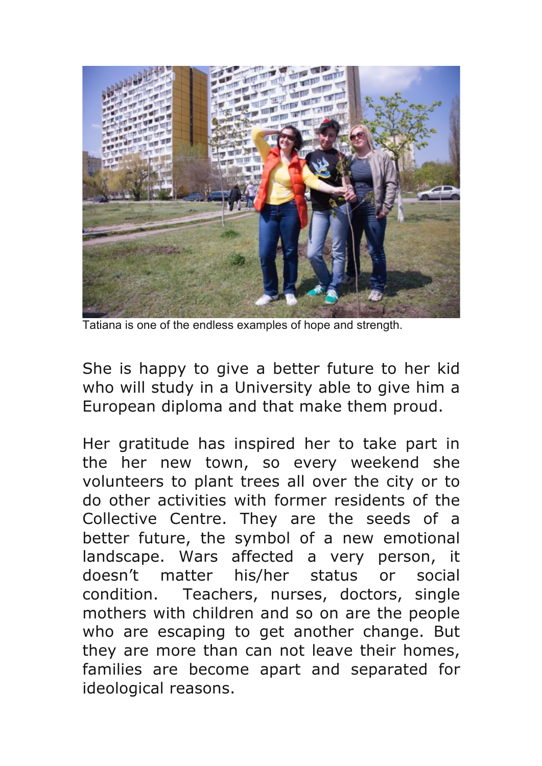Tatiana is one of the endless examples of hope and strength.

She is happy to give a better future to her kid who will study in a University able to give him a European diploma and that make them proud.

Her gratitude has inspired her to take part in the her new town, so every weekend she volunteers to plant trees all over the city or to do other activities with former residents of the Collective Centre. They are the seeds of a better future, the symbol of a new emotional landscape. Wars affected a very person, it doesn't matter his/her status or social condition.  Teachers, nurses, doctors, single mothers with children and so on are the people who are escaping to get another change. But they are more than can not leave their homes, families are become apart and separated for ideological reasons.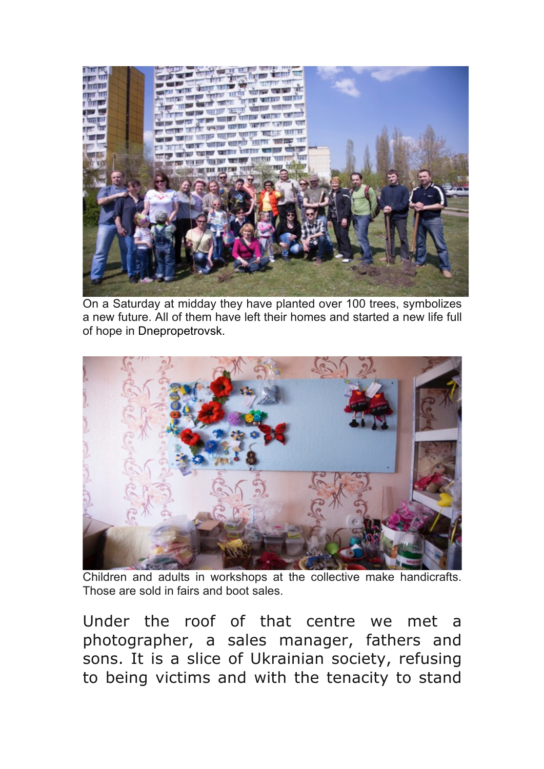On a Saturday at midday they have planted over 100 trees, symbolizes a new future. All of them have left their homes and started a new life full of hope in Dnepropetrovsk.

Children and adults in workshops at the collective make handicrafts. Those are sold in fairs and boot sales.

Under the roof of that centre we met a photographer, a sales manager, fathers and sons. It is a slice of Ukrainian society, refusing to being victims and with the tenacity to stand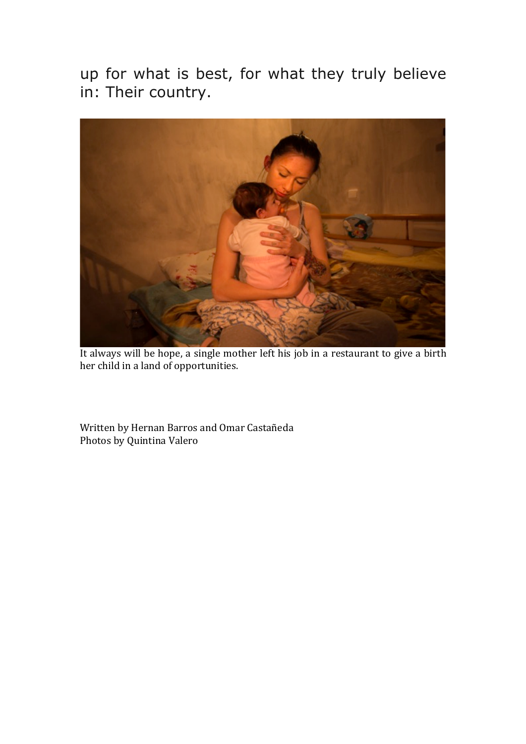up for what is best, for what they truly believe in: Their country.

It always will be hope, a single mother left his job in a restaurant to give a birth her child in a land of opportunities.

Written by Hernan Barros and Omar Castañeda
Photos by Quintina Valero